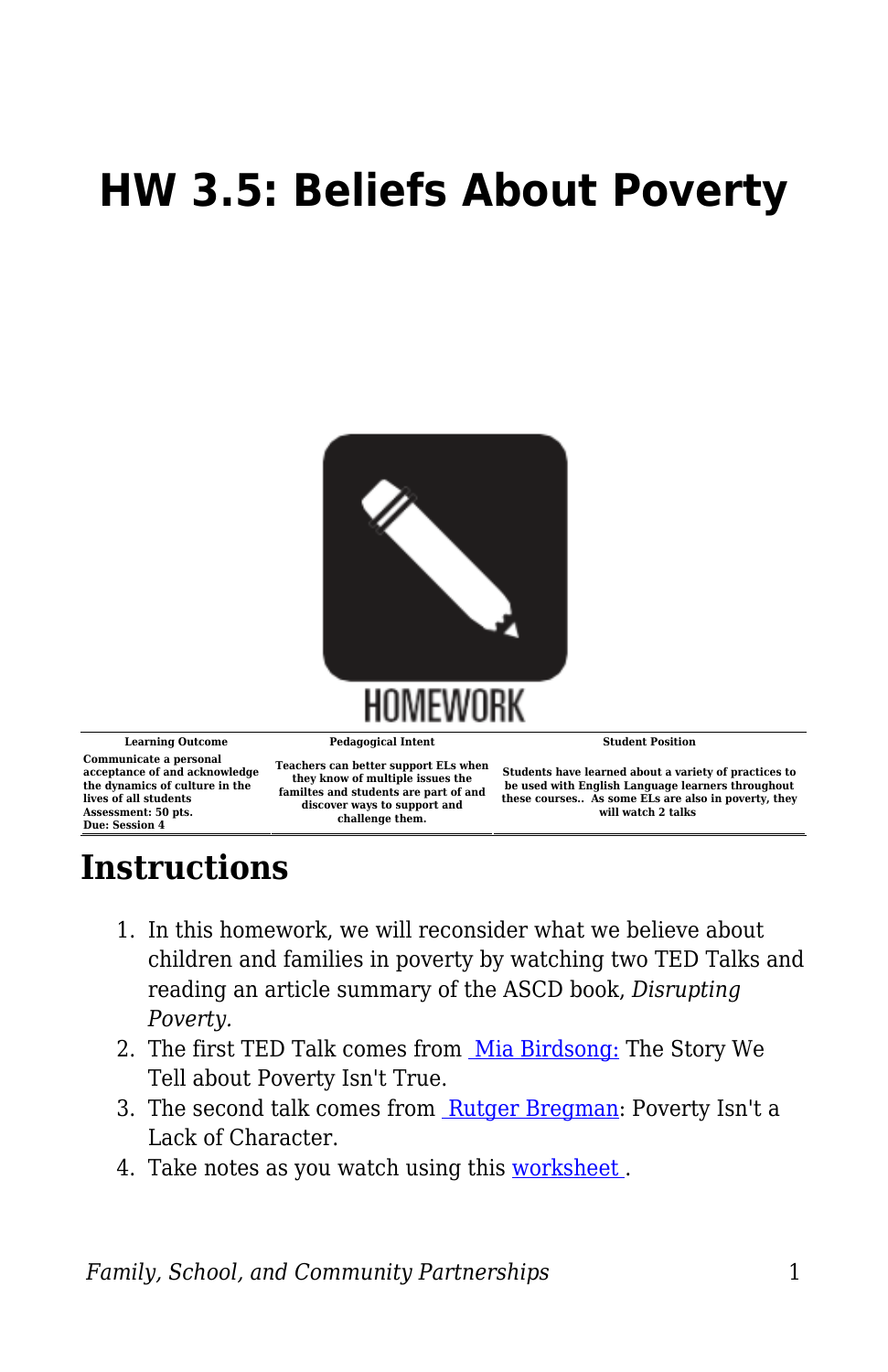# HW 3.5: Beliefs About Poverty

HOMEWORK

| Learning Outcome | Pedagogical Intent | Student Position |
|---|---|---|
| Communicate a personal acceptance of and acknowledge the dynamics of culture in the lives of all students<br>Assessment: 50 pts.<br>Due: Session 4 | Teachers can better support ELs when they know of multiple issues the familtes and students are part of and discover ways to support and challenge them. | Students have learned about a variety of practices to be used with English Language learners throughout these courses.. As some ELs are also in poverty, they will watch 2 talks |

## Instructions

1. In this homework, we will reconsider what we believe about children and families in poverty by watching two TED Talks and reading an article summary of the ASCD book, *Disrupting Poverty*.
2. The first TED Talk comes from Mia Birdsong: The Story We Tell about Poverty Isn't True.
3. The second talk comes from Rutger Bregman: Poverty Isn't a Lack of Character.
4. Take notes as you watch using this worksheet .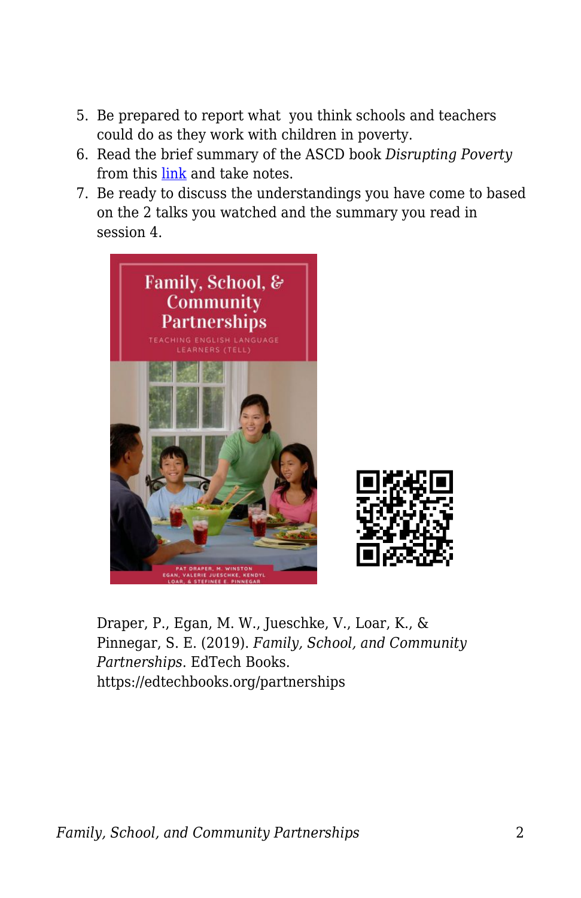5. Be prepared to report what you think schools and teachers could do as they work with children in poverty.
6. Read the brief summary of the ASCD book *Disrupting Poverty* from this [link](#) and take notes.
7. Be ready to discuss the understandings you have come to based on the 2 talks you watched and the summary you read in session 4.

Draper, P., Egan, M. W., Jueschke, V., Loar, K., & Pinnegar, S. E. (2019). *Family, School, and Community Partnerships*. EdTech Books. https://edtechbooks.org/partnerships